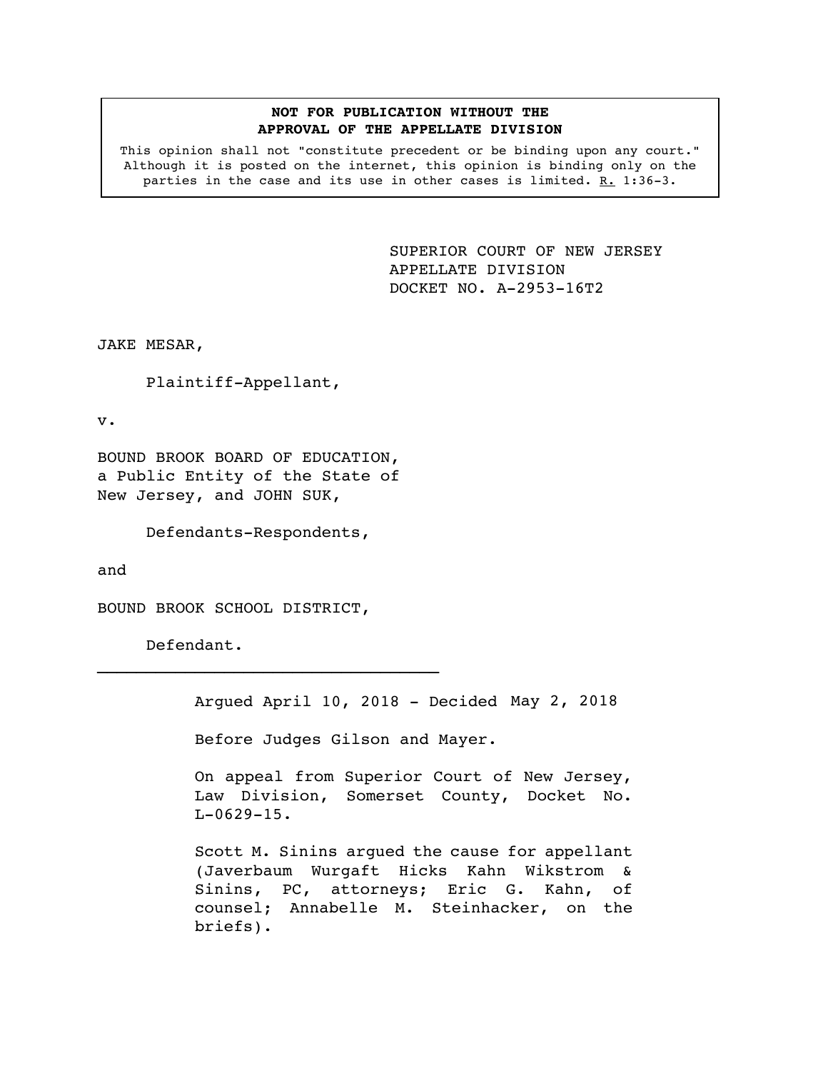**NOT FOR PUBLICATION WITHOUT THE APPROVAL OF THE APPELLATE DIVISION**

This opinion shall not "constitute precedent or be binding upon any court." Although it is posted on the internet, this opinion is binding only on the parties in the case and its use in other cases is limited. R. 1:36-3.

SUPERIOR COURT OF NEW JERSEY
APPELLATE DIVISION
DOCKET NO. A-2953-16T2

JAKE MESAR,

Plaintiff-Appellant,

v.

BOUND BROOK BOARD OF EDUCATION, a Public Entity of the State of New Jersey, and JOHN SUK,

Defendants-Respondents,

and

BOUND BROOK SCHOOL DISTRICT,

Defendant.

---

Argued April 10, 2018 - Decided May 2, 2018

Before Judges Gilson and Mayer.

On appeal from Superior Court of New Jersey, Law Division, Somerset County, Docket No. L-0629-15.

Scott M. Sinins argued the cause for appellant (Javerbaum Wurgaft Hicks Kahn Wikstrom & Sinins, PC, attorneys; Eric G. Kahn, of counsel; Annabelle M. Steinhacker, on the briefs).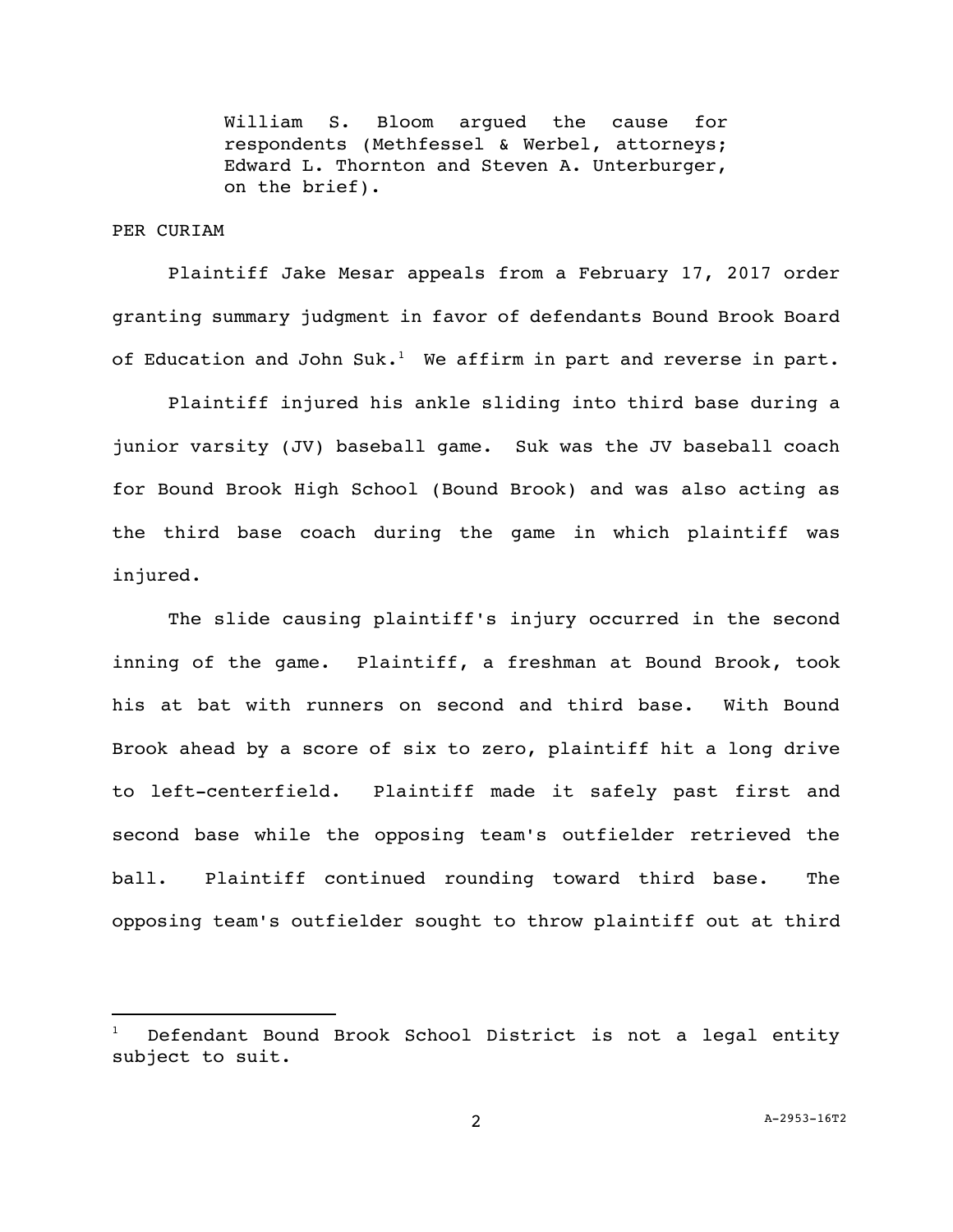William S. Bloom argued the cause for respondents (Methfessel & Werbel, attorneys; Edward L. Thornton and Steven A. Unterburger, on the brief).

PER CURIAM

Plaintiff Jake Mesar appeals from a February 17, 2017 order granting summary judgment in favor of defendants Bound Brook Board of Education and John Suk.[1] We affirm in part and reverse in part.

Plaintiff injured his ankle sliding into third base during a junior varsity (JV) baseball game. Suk was the JV baseball coach for Bound Brook High School (Bound Brook) and was also acting as the third base coach during the game in which plaintiff was injured.

The slide causing plaintiff's injury occurred in the second inning of the game. Plaintiff, a freshman at Bound Brook, took his at bat with runners on second and third base. With Bound Brook ahead by a score of six to zero, plaintiff hit a long drive to left-centerfield. Plaintiff made it safely past first and second base while the opposing team's outfielder retrieved the ball. Plaintiff continued rounding toward third base. The opposing team's outfielder sought to throw plaintiff out at third

---

[1] Defendant Bound Brook School District is not a legal entity subject to suit.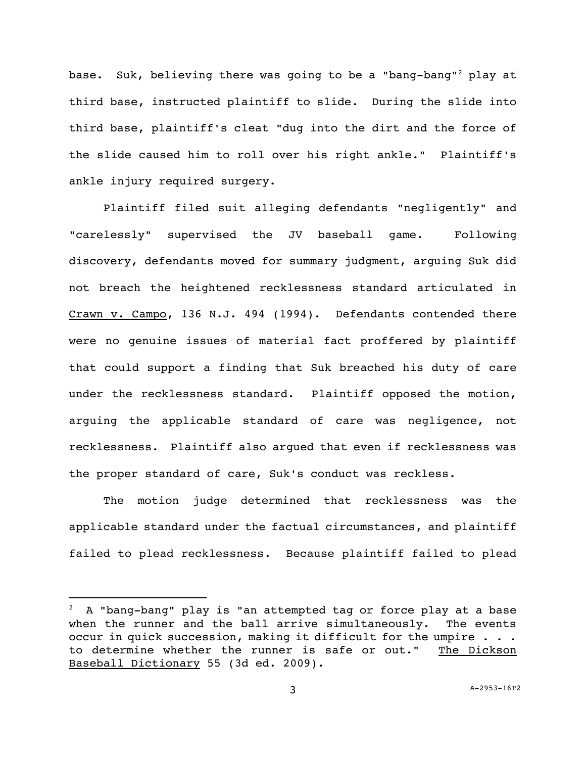base. Suk, believing there was going to be a "bang-bang"[2] play at third base, instructed plaintiff to slide. During the slide into third base, plaintiff's cleat "dug into the dirt and the force of the slide caused him to roll over his right ankle." Plaintiff's ankle injury required surgery.

Plaintiff filed suit alleging defendants "negligently" and "carelessly" supervised the JV baseball game. Following discovery, defendants moved for summary judgment, arguing Suk did not breach the heightened recklessness standard articulated in Crawn v. Campo, 136 N.J. 494 (1994). Defendants contended there were no genuine issues of material fact proffered by plaintiff that could support a finding that Suk breached his duty of care under the recklessness standard. Plaintiff opposed the motion, arguing the applicable standard of care was negligence, not recklessness. Plaintiff also argued that even if recklessness was the proper standard of care, Suk's conduct was reckless.

The motion judge determined that recklessness was the applicable standard under the factual circumstances, and plaintiff failed to plead recklessness. Because plaintiff failed to plead

---

[2] A "bang-bang" play is "an attempted tag or force play at a base when the runner and the ball arrive simultaneously. The events occur in quick succession, making it difficult for the umpire . . . to determine whether the runner is safe or out." The Dickson Baseball Dictionary 55 (3d ed. 2009).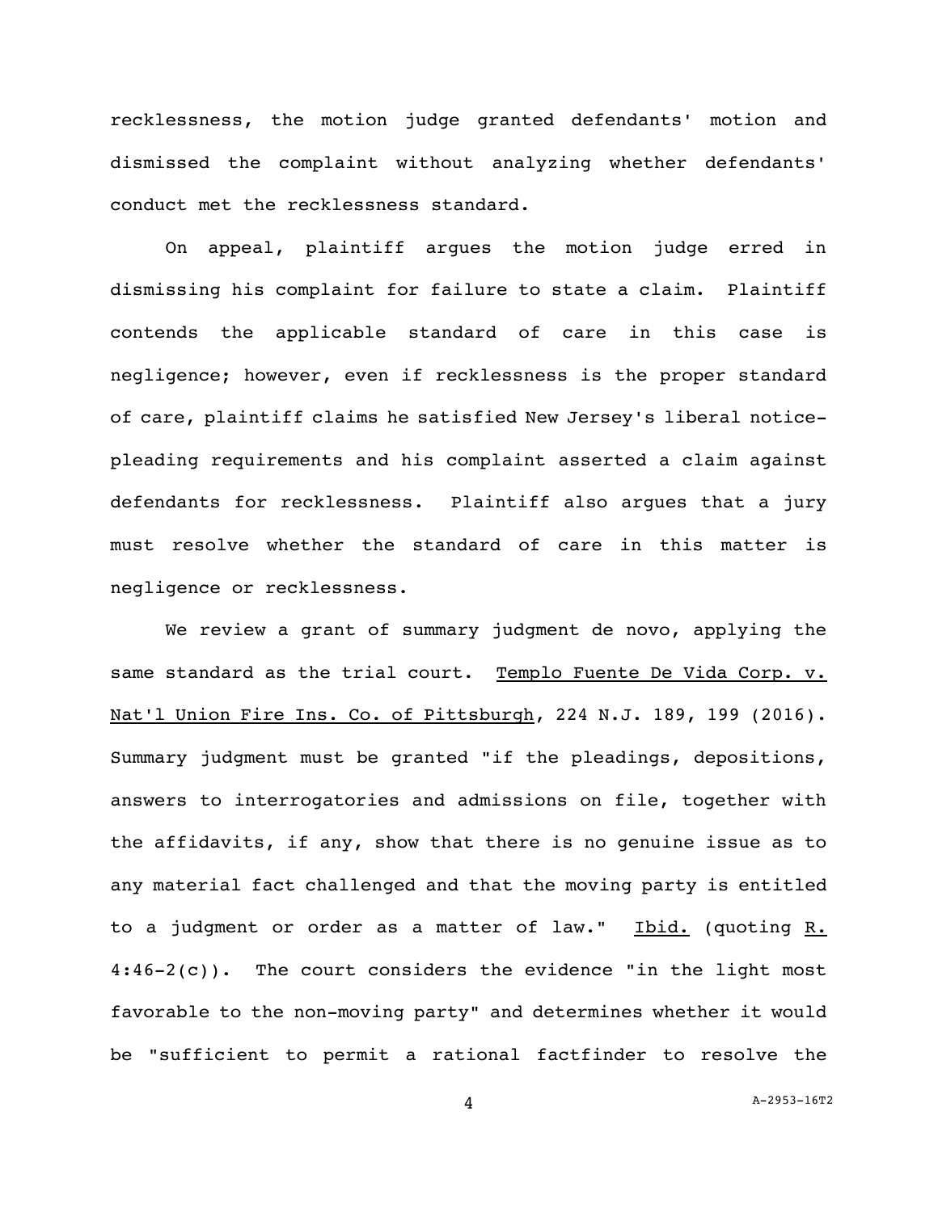recklessness, the motion judge granted defendants' motion and dismissed the complaint without analyzing whether defendants' conduct met the recklessness standard.

On appeal, plaintiff argues the motion judge erred in dismissing his complaint for failure to state a claim. Plaintiff contends the applicable standard of care in this case is negligence; however, even if recklessness is the proper standard of care, plaintiff claims he satisfied New Jersey's liberal notice-pleading requirements and his complaint asserted a claim against defendants for recklessness. Plaintiff also argues that a jury must resolve whether the standard of care in this matter is negligence or recklessness.

We review a grant of summary judgment de novo, applying the same standard as the trial court. Templo Fuente De Vida Corp. v. Nat'l Union Fire Ins. Co. of Pittsburgh, 224 N.J. 189, 199 (2016). Summary judgment must be granted "if the pleadings, depositions, answers to interrogatories and admissions on file, together with the affidavits, if any, show that there is no genuine issue as to any material fact challenged and that the moving party is entitled to a judgment or order as a matter of law." Ibid. (quoting R. 4:46-2(c)). The court considers the evidence "in the light most favorable to the non-moving party" and determines whether it would be "sufficient to permit a rational factfinder to resolve the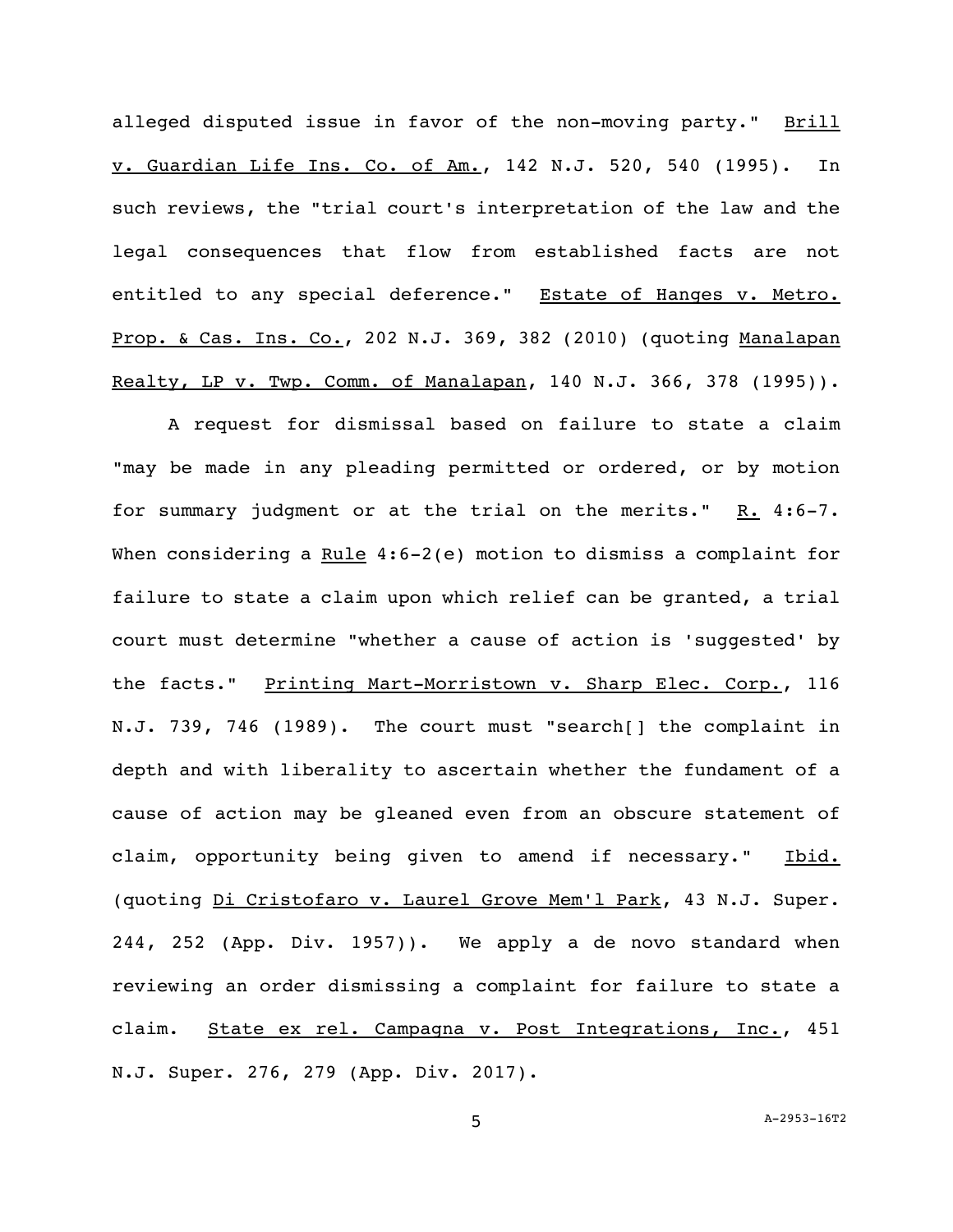alleged disputed issue in favor of the non-moving party." Brill v. Guardian Life Ins. Co. of Am., 142 N.J. 520, 540 (1995). In such reviews, the "trial court's interpretation of the law and the legal consequences that flow from established facts are not entitled to any special deference." Estate of Hanges v. Metro. Prop. & Cas. Ins. Co., 202 N.J. 369, 382 (2010) (quoting Manalapan Realty, LP v. Twp. Comm. of Manalapan, 140 N.J. 366, 378 (1995)).

A request for dismissal based on failure to state a claim "may be made in any pleading permitted or ordered, or by motion for summary judgment or at the trial on the merits." R. 4:6-7. When considering a Rule 4:6-2(e) motion to dismiss a complaint for failure to state a claim upon which relief can be granted, a trial court must determine "whether a cause of action is 'suggested' by the facts." Printing Mart-Morristown v. Sharp Elec. Corp., 116 N.J. 739, 746 (1989). The court must "search[] the complaint in depth and with liberality to ascertain whether the fundament of a cause of action may be gleaned even from an obscure statement of claim, opportunity being given to amend if necessary." Ibid. (quoting Di Cristofaro v. Laurel Grove Mem'l Park, 43 N.J. Super. 244, 252 (App. Div. 1957)). We apply a de novo standard when reviewing an order dismissing a complaint for failure to state a claim. State ex rel. Campagna v. Post Integrations, Inc., 451 N.J. Super. 276, 279 (App. Div. 2017).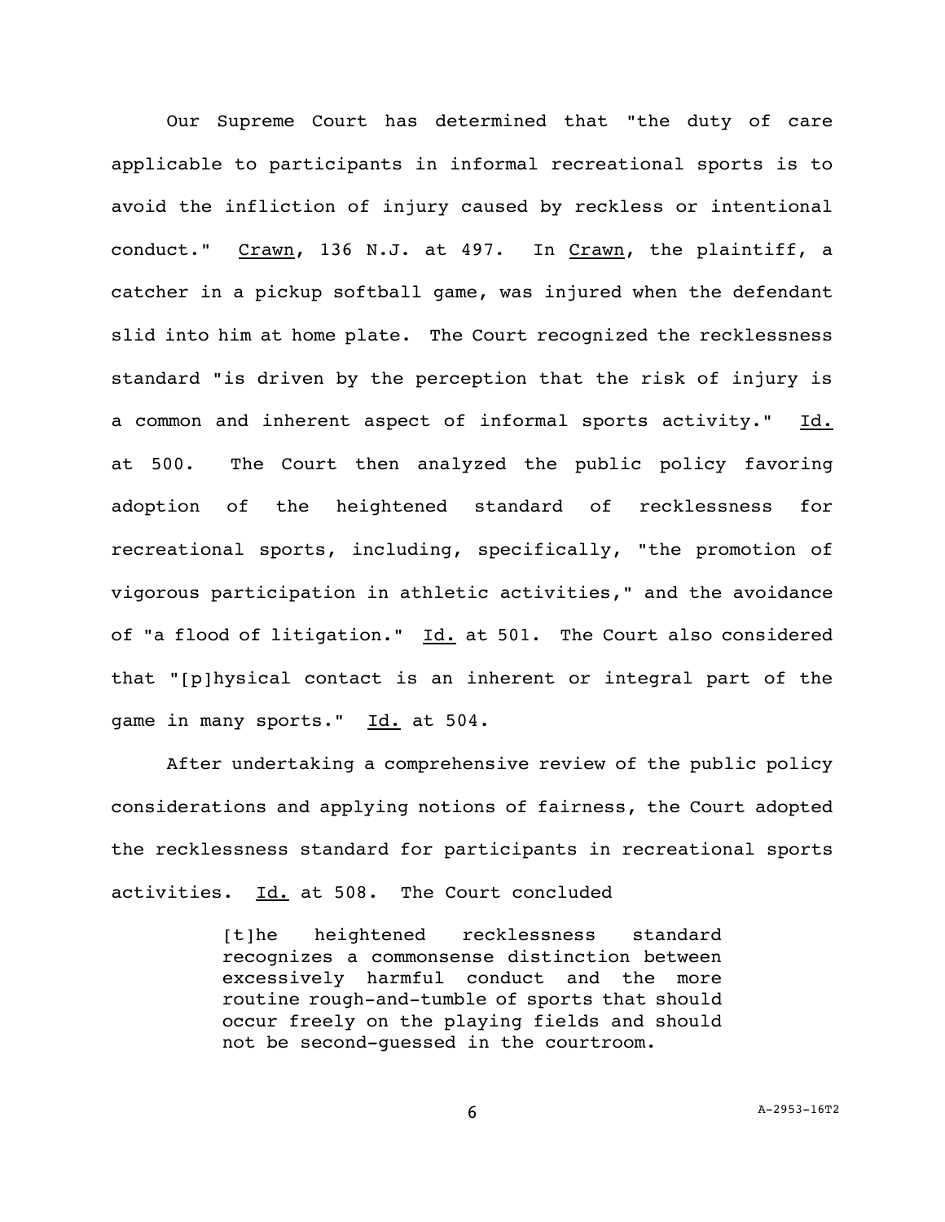Our Supreme Court has determined that "the duty of care applicable to participants in informal recreational sports is to avoid the infliction of injury caused by reckless or intentional conduct." Crawn, 136 N.J. at 497. In Crawn, the plaintiff, a catcher in a pickup softball game, was injured when the defendant slid into him at home plate. The Court recognized the recklessness standard "is driven by the perception that the risk of injury is a common and inherent aspect of informal sports activity." Id. at 500. The Court then analyzed the public policy favoring adoption of the heightened standard of recklessness for recreational sports, including, specifically, "the promotion of vigorous participation in athletic activities," and the avoidance of "a flood of litigation." Id. at 501. The Court also considered that "[p]hysical contact is an inherent or integral part of the game in many sports." Id. at 504.

After undertaking a comprehensive review of the public policy considerations and applying notions of fairness, the Court adopted the recklessness standard for participants in recreational sports activities. Id. at 508. The Court concluded

> [t]he heightened recklessness standard recognizes a commonsense distinction between excessively harmful conduct and the more routine rough-and-tumble of sports that should occur freely on the playing fields and should not be second-guessed in the courtroom.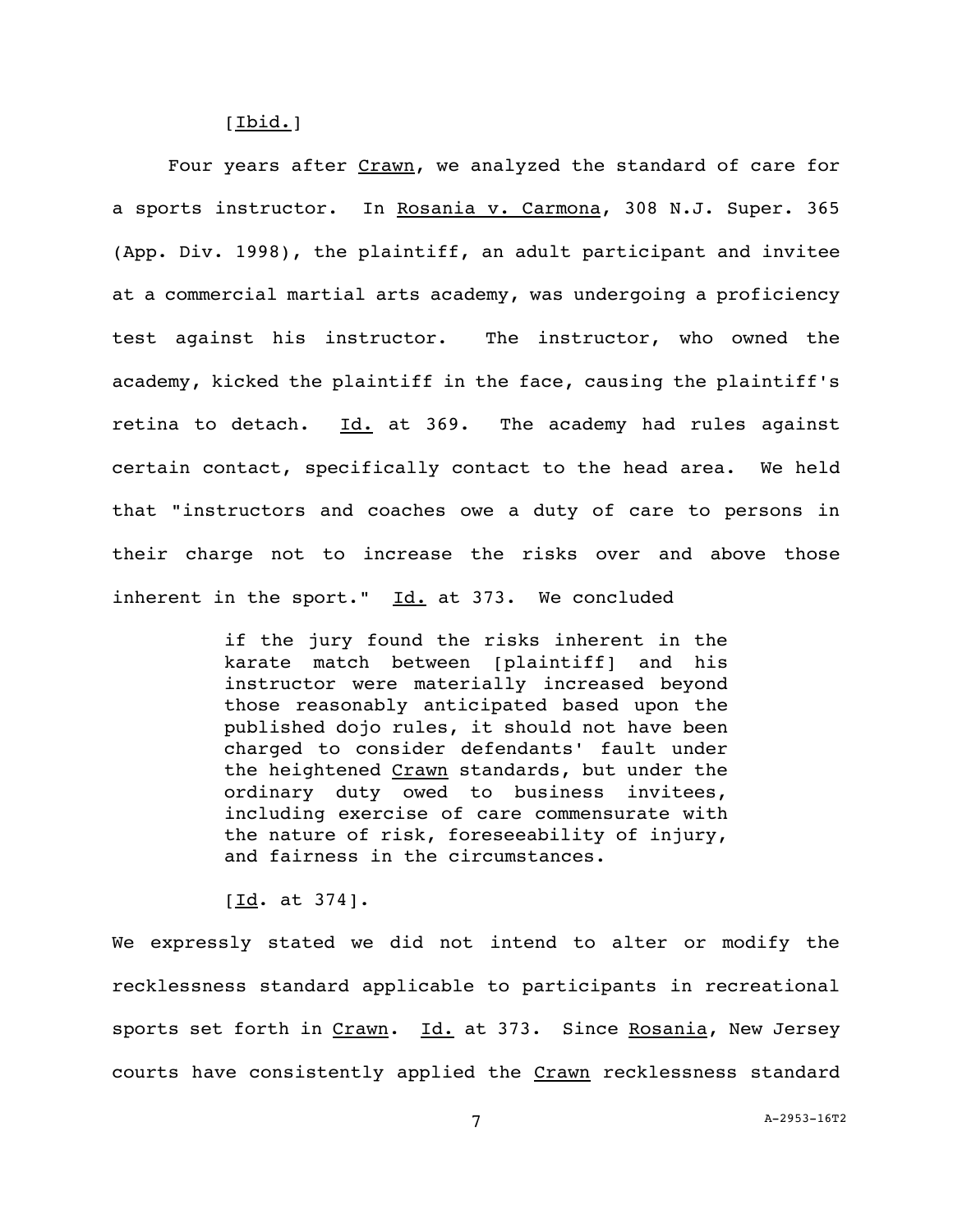[Ibid.]

Four years after Crawn, we analyzed the standard of care for a sports instructor. In Rosania v. Carmona, 308 N.J. Super. 365 (App. Div. 1998), the plaintiff, an adult participant and invitee at a commercial martial arts academy, was undergoing a proficiency test against his instructor. The instructor, who owned the academy, kicked the plaintiff in the face, causing the plaintiff's retina to detach. Id. at 369. The academy had rules against certain contact, specifically contact to the head area. We held that "instructors and coaches owe a duty of care to persons in their charge not to increase the risks over and above those inherent in the sport." Id. at 373. We concluded

> if the jury found the risks inherent in the karate match between [plaintiff] and his instructor were materially increased beyond those reasonably anticipated based upon the published dojo rules, it should not have been charged to consider defendants' fault under the heightened Crawn standards, but under the ordinary duty owed to business invitees, including exercise of care commensurate with the nature of risk, foreseeability of injury, and fairness in the circumstances.
>
> [Id. at 374].

We expressly stated we did not intend to alter or modify the recklessness standard applicable to participants in recreational sports set forth in Crawn. Id. at 373. Since Rosania, New Jersey courts have consistently applied the Crawn recklessness standard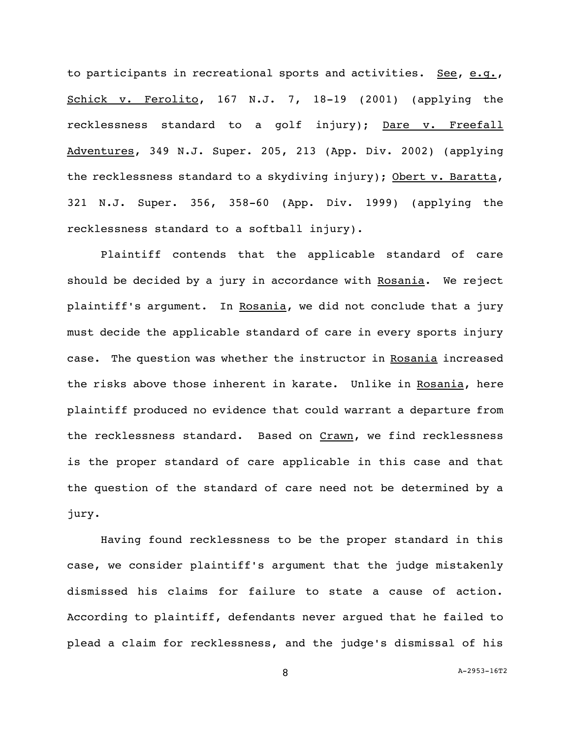to participants in recreational sports and activities. See, e.g., Schick v. Ferolito, 167 N.J. 7, 18-19 (2001) (applying the recklessness standard to a golf injury); Dare v. Freefall Adventures, 349 N.J. Super. 205, 213 (App. Div. 2002) (applying the recklessness standard to a skydiving injury); Obert v. Baratta, 321 N.J. Super. 356, 358-60 (App. Div. 1999) (applying the recklessness standard to a softball injury).

Plaintiff contends that the applicable standard of care should be decided by a jury in accordance with Rosania. We reject plaintiff's argument. In Rosania, we did not conclude that a jury must decide the applicable standard of care in every sports injury case. The question was whether the instructor in Rosania increased the risks above those inherent in karate. Unlike in Rosania, here plaintiff produced no evidence that could warrant a departure from the recklessness standard. Based on Crawn, we find recklessness is the proper standard of care applicable in this case and that the question of the standard of care need not be determined by a jury.

Having found recklessness to be the proper standard in this case, we consider plaintiff's argument that the judge mistakenly dismissed his claims for failure to state a cause of action. According to plaintiff, defendants never argued that he failed to plead a claim for recklessness, and the judge's dismissal of his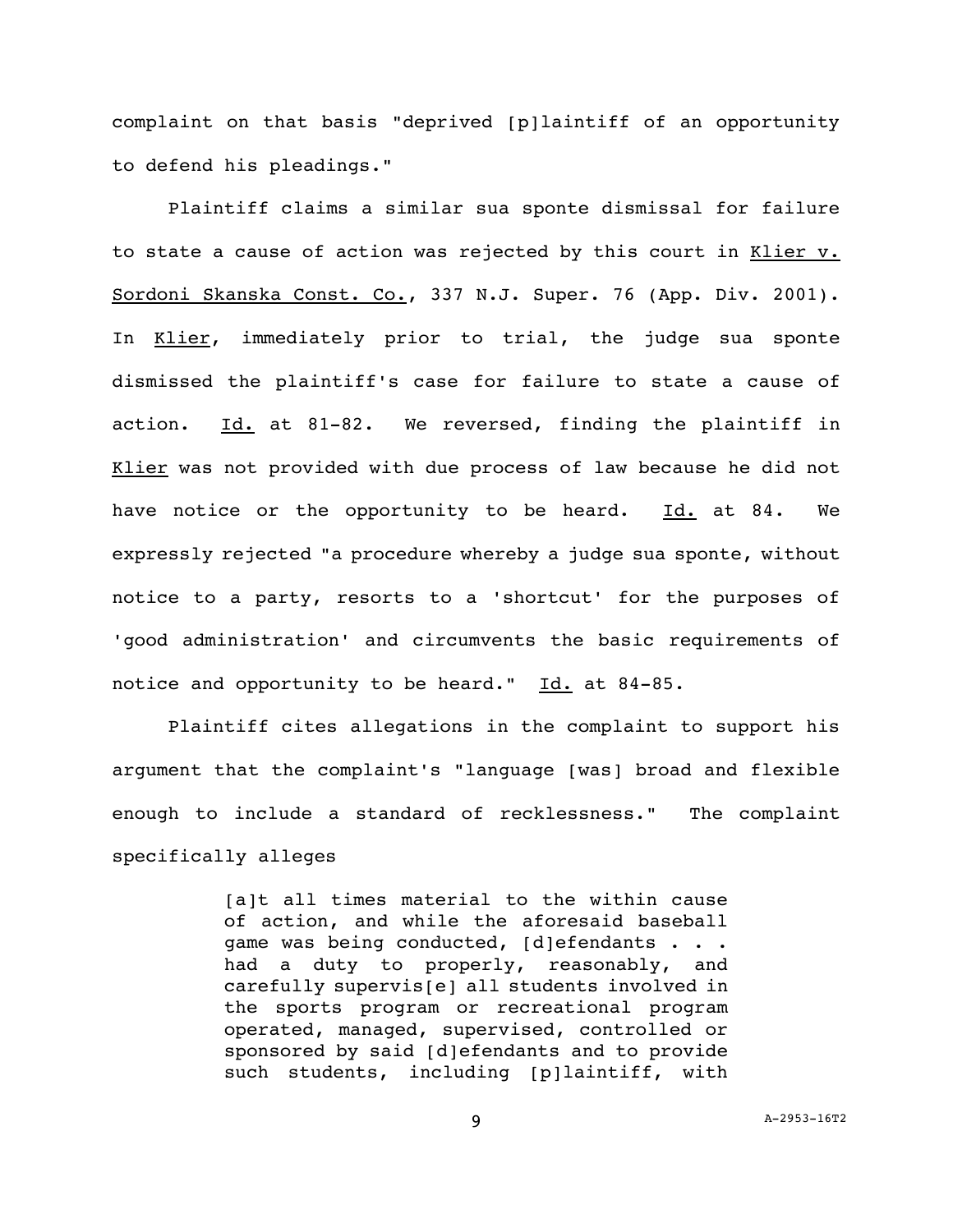complaint on that basis "deprived [p]laintiff of an opportunity to defend his pleadings."

Plaintiff claims a similar sua sponte dismissal for failure to state a cause of action was rejected by this court in Klier v. Sordoni Skanska Const. Co., 337 N.J. Super. 76 (App. Div. 2001). In Klier, immediately prior to trial, the judge sua sponte dismissed the plaintiff's case for failure to state a cause of action. Id. at 81-82. We reversed, finding the plaintiff in Klier was not provided with due process of law because he did not have notice or the opportunity to be heard. Id. at 84. We expressly rejected "a procedure whereby a judge sua sponte, without notice to a party, resorts to a 'shortcut' for the purposes of 'good administration' and circumvents the basic requirements of notice and opportunity to be heard." Id. at 84-85.

Plaintiff cites allegations in the complaint to support his argument that the complaint's "language [was] broad and flexible enough to include a standard of recklessness." The complaint specifically alleges

> [a]t all times material to the within cause of action, and while the aforesaid baseball game was being conducted, [d]efendants . . . had a duty to properly, reasonably, and carefully supervis[e] all students involved in the sports program or recreational program operated, managed, supervised, controlled or sponsored by said [d]efendants and to provide such students, including [p]laintiff, with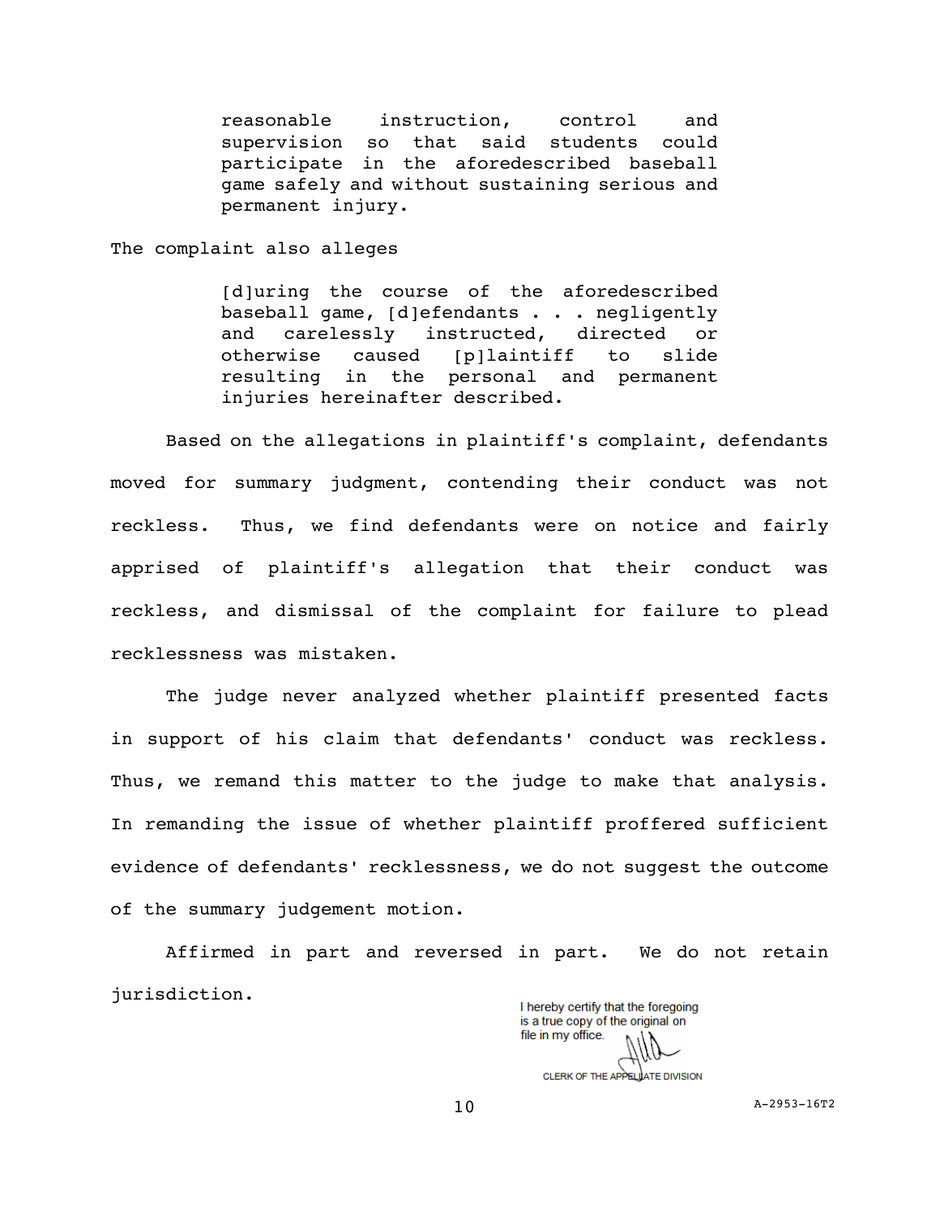> reasonable instruction, control and supervision so that said students could participate in the aforedescribed baseball game safely and without sustaining serious and permanent injury.

The complaint also alleges

> [d]uring the course of the aforedescribed baseball game, [d]efendants . . . negligently and carelessly instructed, directed or otherwise caused [p]laintiff to slide resulting in the personal and permanent injuries hereinafter described.

Based on the allegations in plaintiff's complaint, defendants moved for summary judgment, contending their conduct was not reckless. Thus, we find defendants were on notice and fairly apprised of plaintiff's allegation that their conduct was reckless, and dismissal of the complaint for failure to plead recklessness was mistaken.

The judge never analyzed whether plaintiff presented facts in support of his claim that defendants' conduct was reckless. Thus, we remand this matter to the judge to make that analysis. In remanding the issue of whether plaintiff proffered sufficient evidence of defendants' recklessness, we do not suggest the outcome of the summary judgement motion.

Affirmed in part and reversed in part. We do not retain jurisdiction.

I hereby certify that the foregoing is a true copy of the original on file in my office.

CLERK OF THE APPELLATE DIVISION